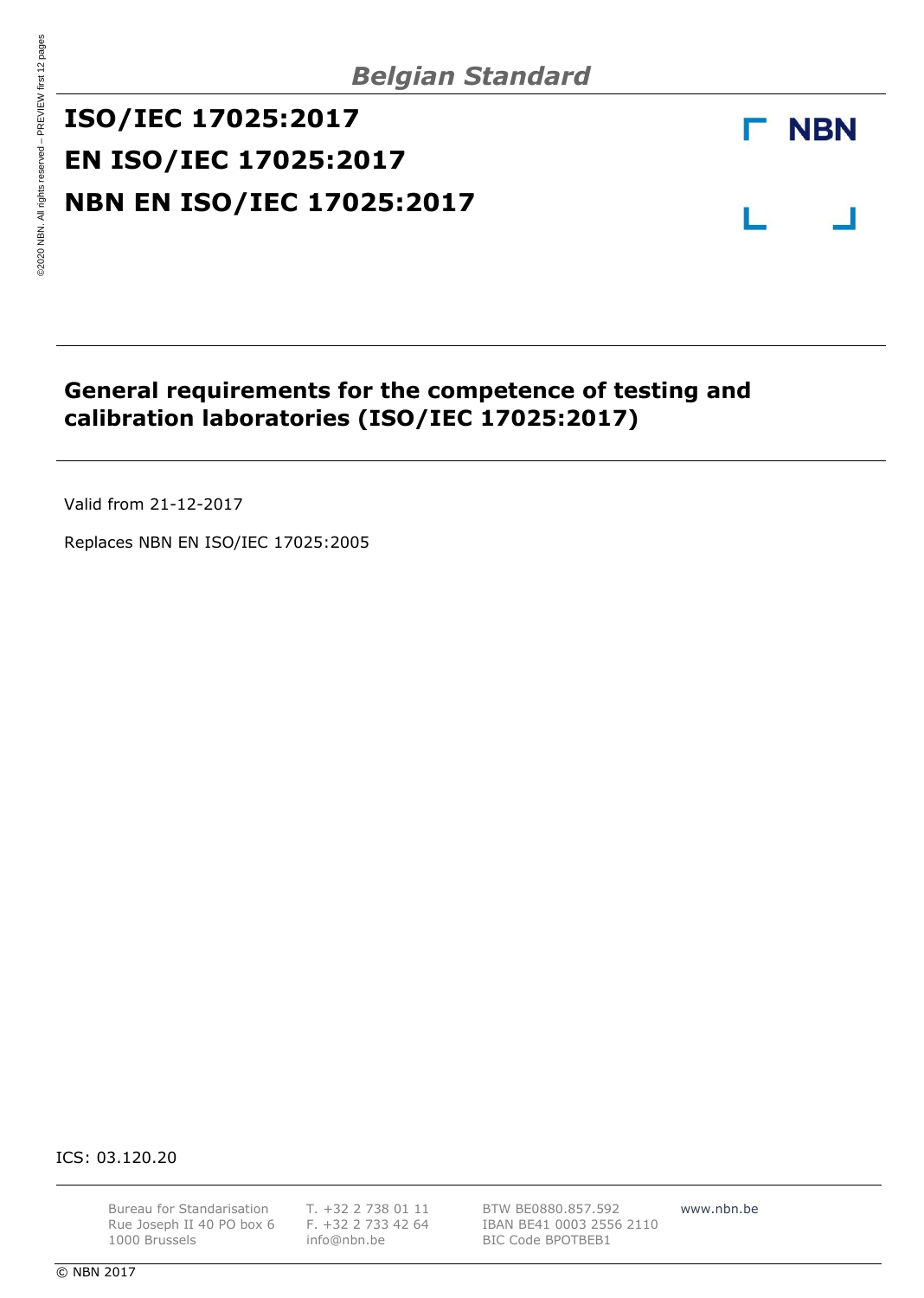*Belgian Standard*

# ISO/IEC 17025:2017

# EN ISO/IEC 17025:2017

# NBN EN ISO/IEC 17025:2017

NBN

## General requirements for the competence of testing and calibration laboratories (ISO/IEC 17025:2017)

Valid from 21-12-2017

Replaces NBN EN ISO/IEC 17025:2005

ICS: 03.120.20

Bureau for Standarisation
Rue Joseph II 40 PO box 6
1000 Brussels

T. +32 2 738 01 11
F. +32 2 733 42 64
info@nbn.be

BTW BE0880.857.592
IBAN BE41 0003 2556 2110
BIC Code BPOTBEB1

www.nbn.be

© NBN 2017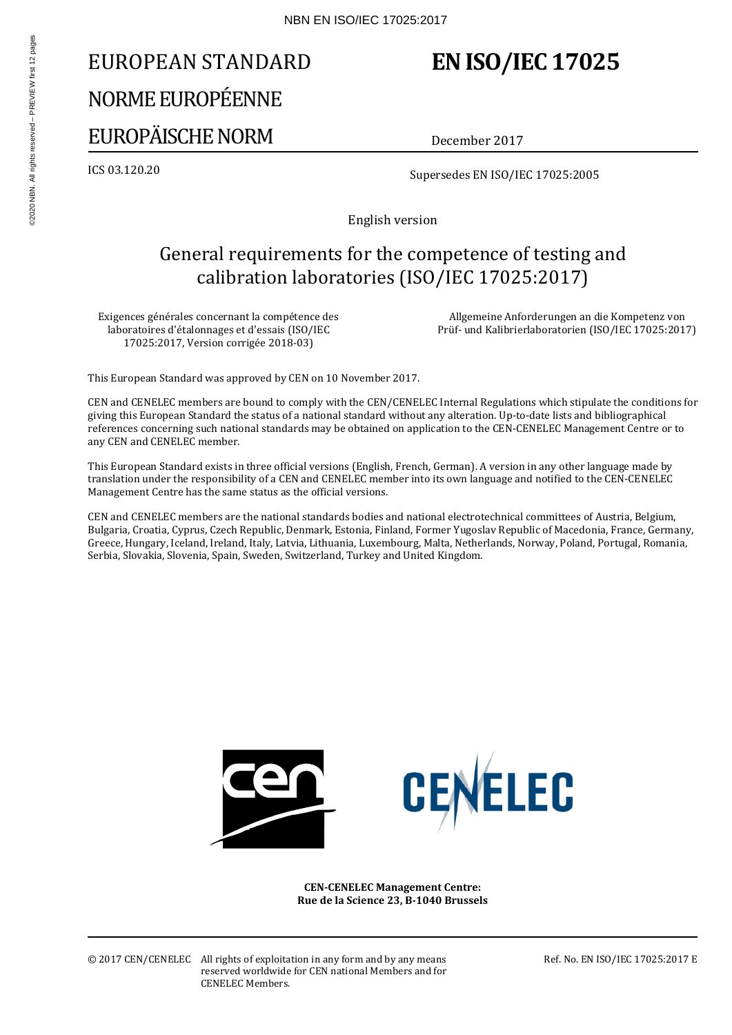EUROPEAN STANDARD

NORME EUROPÉENNE

EUROPÄISCHE NORM

# EN ISO/IEC 17025

December 2017

ICS 03.120.20

Supersedes EN ISO/IEC 17025:2005

English version

## General requirements for the competence of testing and calibration laboratories (ISO/IEC 17025:2017)

Exigences générales concernant la compétence des laboratoires d'étalonnages et d'essais (ISO/IEC 17025:2017, Version corrigée 2018-03)

Allgemeine Anforderungen an die Kompetenz von Prüf- und Kalibrierlaboratorien (ISO/IEC 17025:2017)

This European Standard was approved by CEN on 10 November 2017.

CEN and CENELEC members are bound to comply with the CEN/CENELEC Internal Regulations which stipulate the conditions for giving this European Standard the status of a national standard without any alteration. Up-to-date lists and bibliographical references concerning such national standards may be obtained on application to the CEN-CENELEC Management Centre or to any CEN and CENELEC member.

This European Standard exists in three official versions (English, French, German). A version in any other language made by translation under the responsibility of a CEN and CENELEC member into its own language and notified to the CEN-CENELEC Management Centre has the same status as the official versions.

CEN and CENELEC members are the national standards bodies and national electrotechnical committees of Austria, Belgium, Bulgaria, Croatia, Cyprus, Czech Republic, Denmark, Estonia, Finland, Former Yugoslav Republic of Macedonia, France, Germany, Greece, Hungary, Iceland, Ireland, Italy, Latvia, Lithuania, Luxembourg, Malta, Netherlands, Norway, Poland, Portugal, Romania, Serbia, Slovakia, Slovenia, Spain, Sweden, Switzerland, Turkey and United Kingdom.

**CEN-CENELEC Management Centre:**
**Rue de la Science 23, B-1040 Brussels**

© 2017 CEN/CENELEC All rights of exploitation in any form and by any means reserved worldwide for CEN national Members and for CENELEC Members.

Ref. No. EN ISO/IEC 17025:2017 E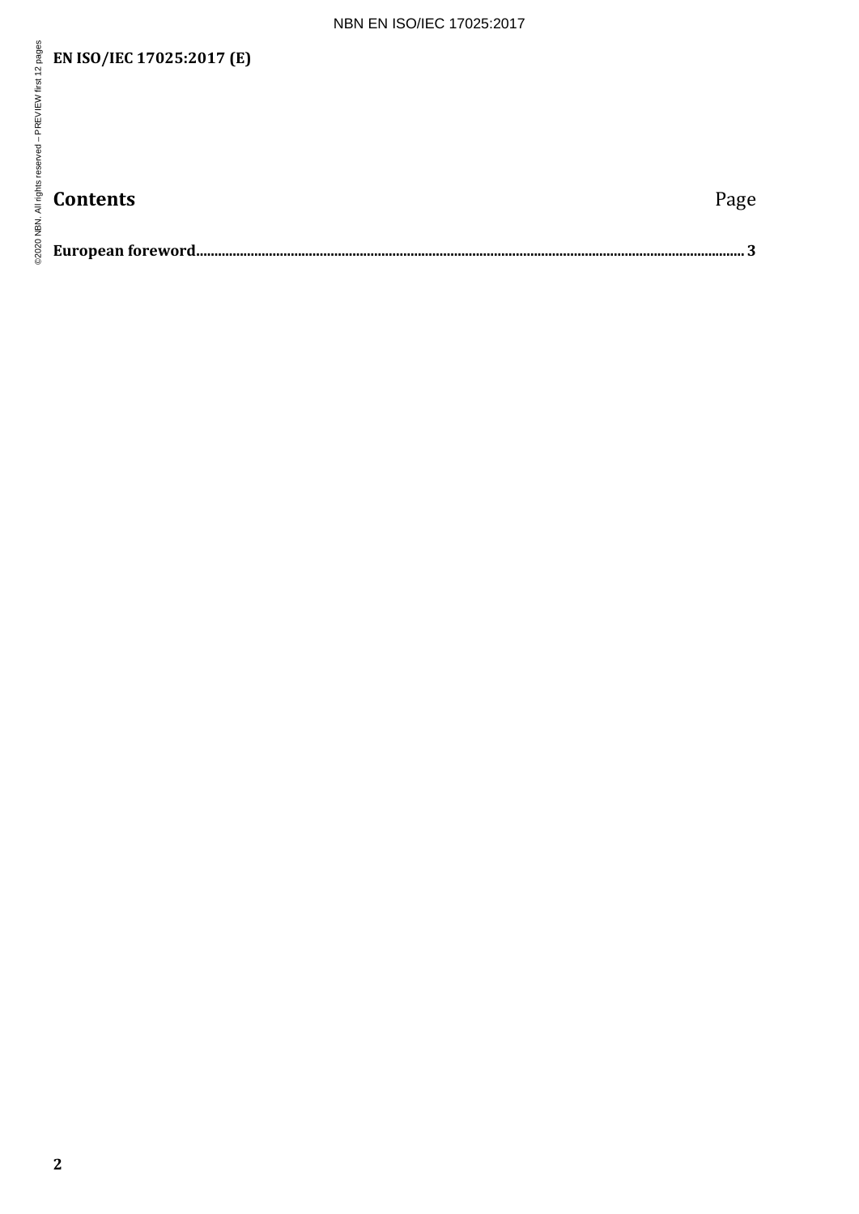# Contents

Page

**European foreword** ..................................................................................................................................................... **3**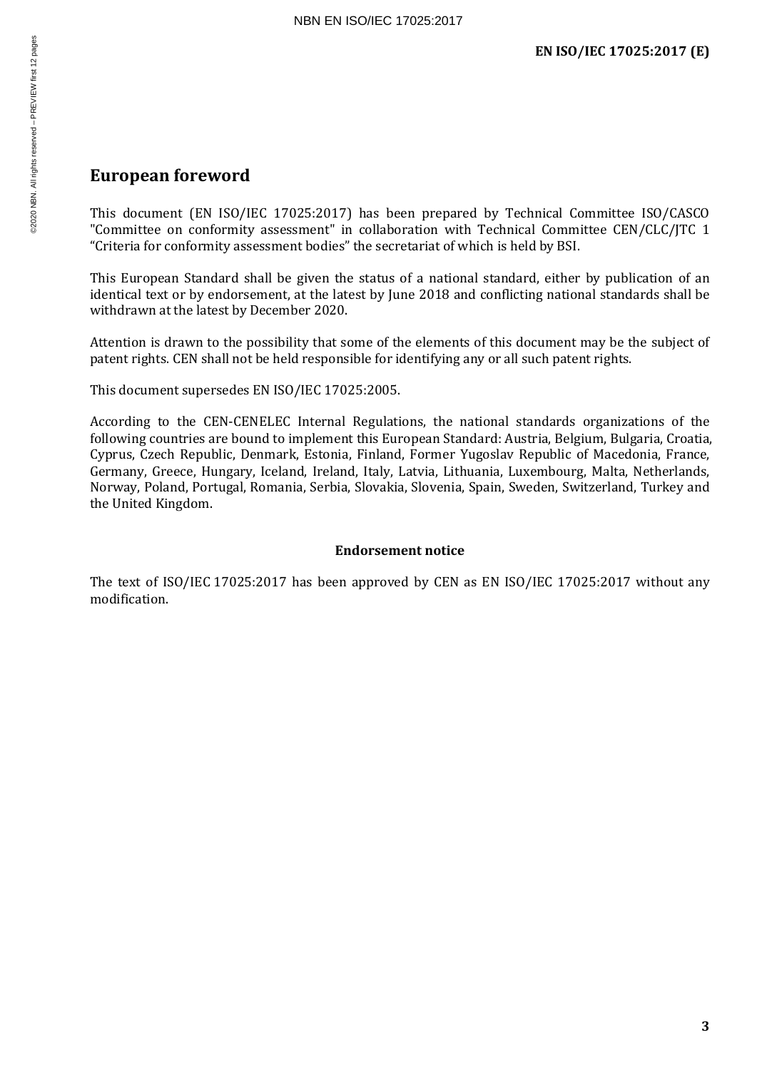## European foreword

This document (EN ISO/IEC 17025:2017) has been prepared by Technical Committee ISO/CASCO "Committee on conformity assessment" in collaboration with Technical Committee CEN/CLC/JTC 1 "Criteria for conformity assessment bodies" the secretariat of which is held by BSI.

This European Standard shall be given the status of a national standard, either by publication of an identical text or by endorsement, at the latest by June 2018 and conflicting national standards shall be withdrawn at the latest by December 2020.

Attention is drawn to the possibility that some of the elements of this document may be the subject of patent rights. CEN shall not be held responsible for identifying any or all such patent rights.

This document supersedes EN ISO/IEC 17025:2005.

According to the CEN-CENELEC Internal Regulations, the national standards organizations of the following countries are bound to implement this European Standard: Austria, Belgium, Bulgaria, Croatia, Cyprus, Czech Republic, Denmark, Estonia, Finland, Former Yugoslav Republic of Macedonia, France, Germany, Greece, Hungary, Iceland, Ireland, Italy, Latvia, Lithuania, Luxembourg, Malta, Netherlands, Norway, Poland, Portugal, Romania, Serbia, Slovakia, Slovenia, Spain, Sweden, Switzerland, Turkey and the United Kingdom.

**Endorsement notice**

The text of ISO/IEC 17025:2017 has been approved by CEN as EN ISO/IEC 17025:2017 without any modification.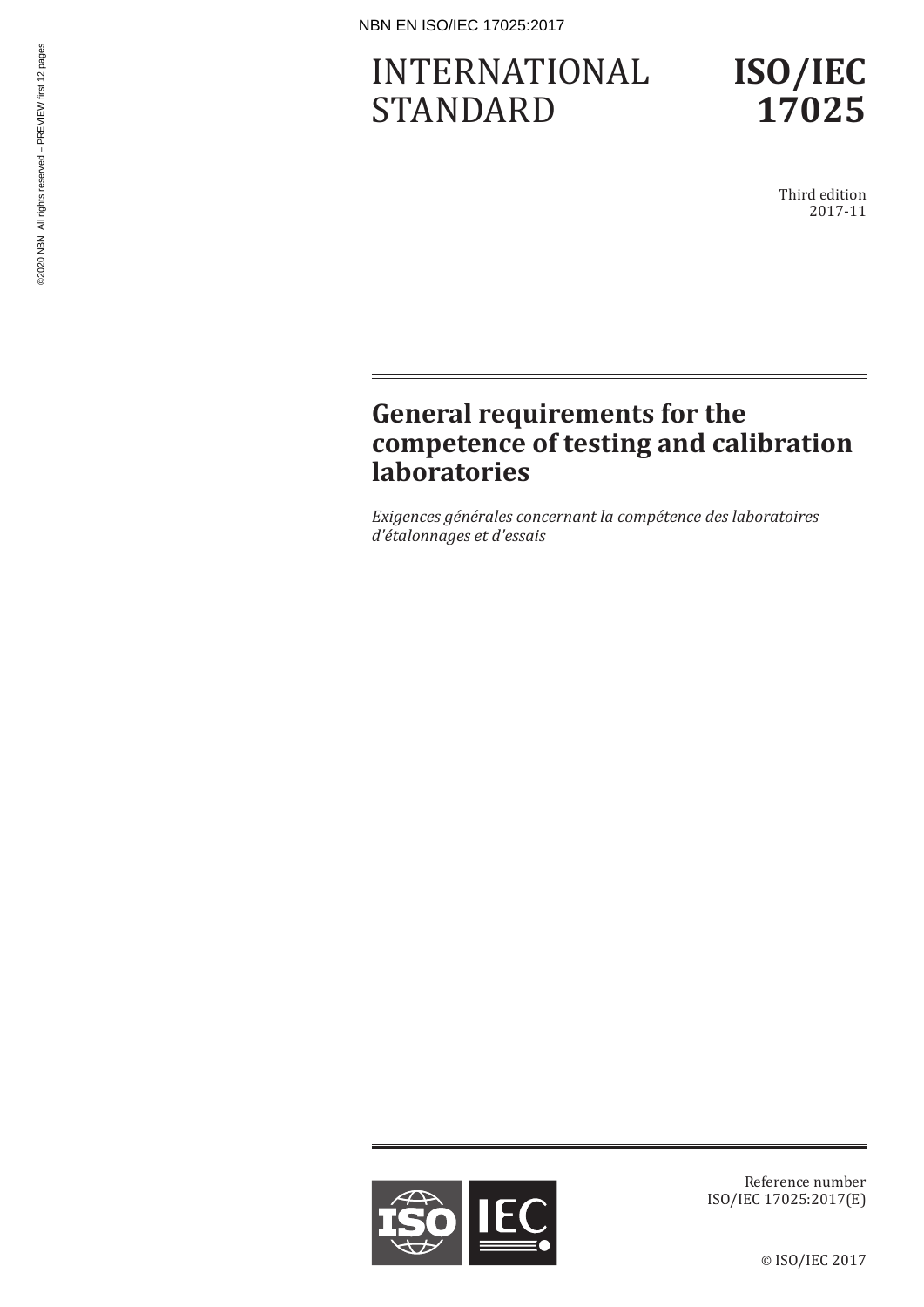# INTERNATIONAL STANDARD

# ISO/IEC 17025

Third edition
2017-11

## General requirements for the competence of testing and calibration laboratories

*Exigences générales concernant la compétence des laboratoires d'étalonnages et d'essais*

Reference number
ISO/IEC 17025:2017(E)

© ISO/IEC 2017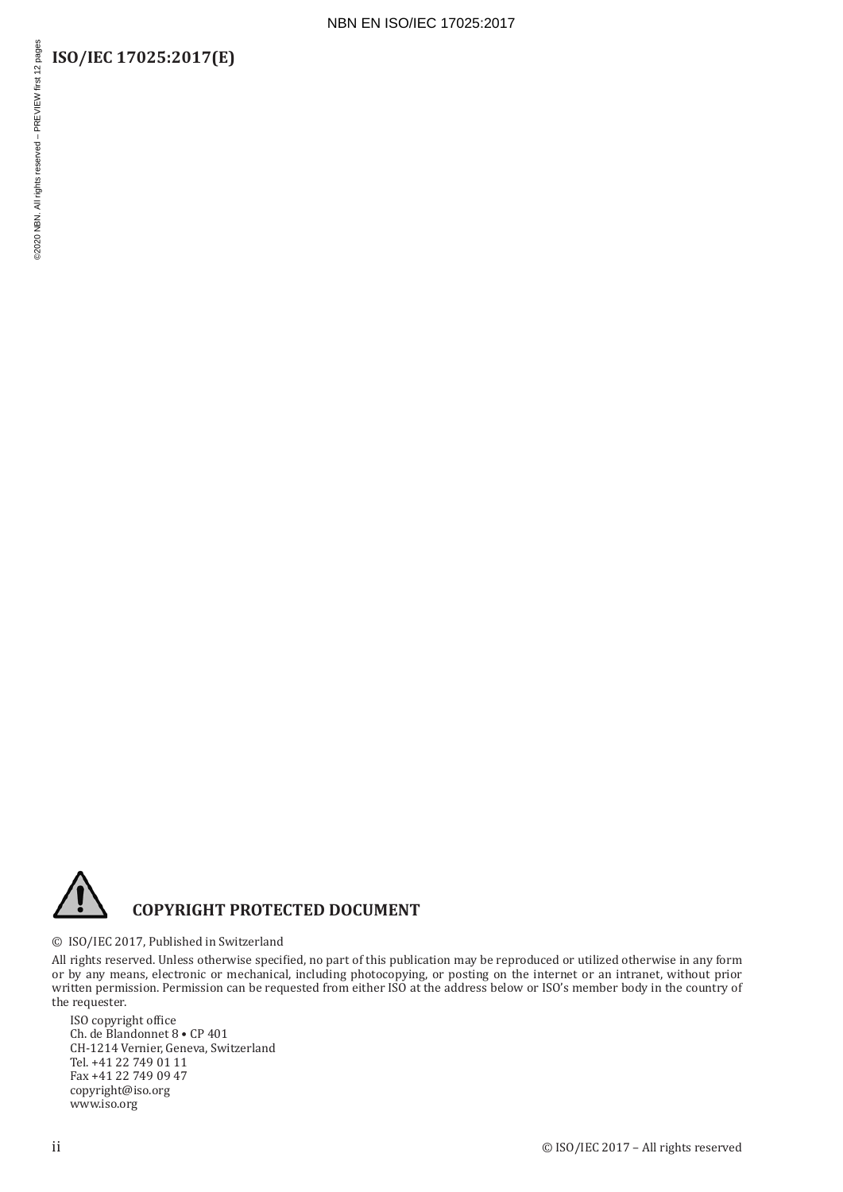**COPYRIGHT PROTECTED DOCUMENT**

© ISO/IEC 2017, Published in Switzerland

All rights reserved. Unless otherwise specified, no part of this publication may be reproduced or utilized otherwise in any form or by any means, electronic or mechanical, including photocopying, or posting on the internet or an intranet, without prior written permission. Permission can be requested from either ISO at the address below or ISO's member body in the country of the requester.

ISO copyright office
Ch. de Blandonnet 8 • CP 401
CH-1214 Vernier, Geneva, Switzerland
Tel. +41 22 749 01 11
Fax +41 22 749 09 47
copyright@iso.org
www.iso.org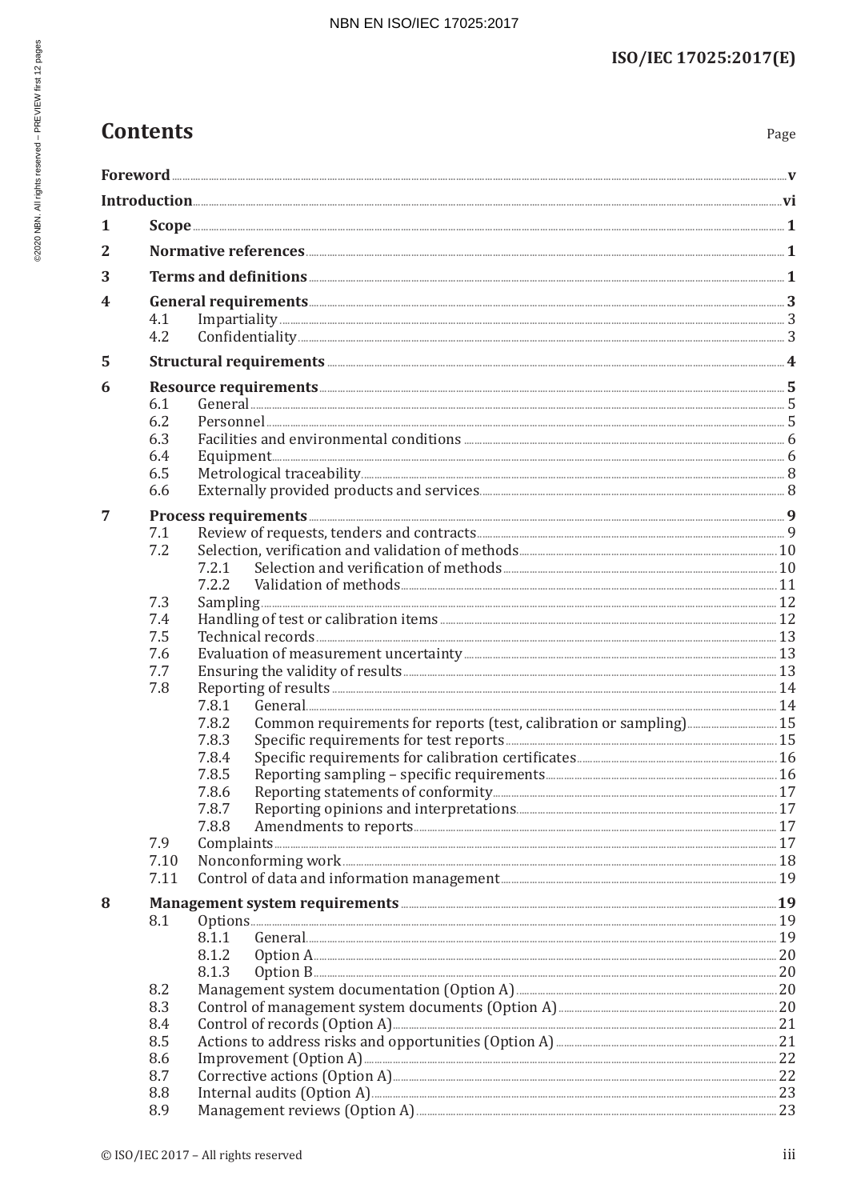# Contents

Page

**Foreword** ... **v**

**Introduction** ... **vi**

**1 Scope** ... **1**

**2 Normative references** ... **1**

**3 Terms and definitions** ... **1**

**4 General requirements** ... **3**
- 4.1 Impartiality ... 3
- 4.2 Confidentiality ... 3

**5 Structural requirements** ... **4**

**6 Resource requirements** ... **5**
- 6.1 General ... 5
- 6.2 Personnel ... 5
- 6.3 Facilities and environmental conditions ... 6
- 6.4 Equipment ... 6
- 6.5 Metrological traceability ... 8
- 6.6 Externally provided products and services ... 8

**7 Process requirements** ... **9**
- 7.1 Review of requests, tenders and contracts ... 9
- 7.2 Selection, verification and validation of methods ... 10
  - 7.2.1 Selection and verification of methods ... 10
  - 7.2.2 Validation of methods ... 11
- 7.3 Sampling ... 12
- 7.4 Handling of test or calibration items ... 12
- 7.5 Technical records ... 13
- 7.6 Evaluation of measurement uncertainty ... 13
- 7.7 Ensuring the validity of results ... 13
- 7.8 Reporting of results ... 14
  - 7.8.1 General ... 14
  - 7.8.2 Common requirements for reports (test, calibration or sampling) ... 15
  - 7.8.3 Specific requirements for test reports ... 15
  - 7.8.4 Specific requirements for calibration certificates ... 16
  - 7.8.5 Reporting sampling – specific requirements ... 16
  - 7.8.6 Reporting statements of conformity ... 17
  - 7.8.7 Reporting opinions and interpretations ... 17
  - 7.8.8 Amendments to reports ... 17
- 7.9 Complaints ... 17
- 7.10 Nonconforming work ... 18
- 7.11 Control of data and information management ... 19

**8 Management system requirements** ... **19**
- 8.1 Options ... 19
  - 8.1.1 General ... 19
  - 8.1.2 Option A ... 20
  - 8.1.3 Option B ... 20
- 8.2 Management system documentation (Option A) ... 20
- 8.3 Control of management system documents (Option A) ... 20
- 8.4 Control of records (Option A) ... 21
- 8.5 Actions to address risks and opportunities (Option A) ... 21
- 8.6 Improvement (Option A) ... 22
- 8.7 Corrective actions (Option A) ... 22
- 8.8 Internal audits (Option A) ... 23
- 8.9 Management reviews (Option A) ... 23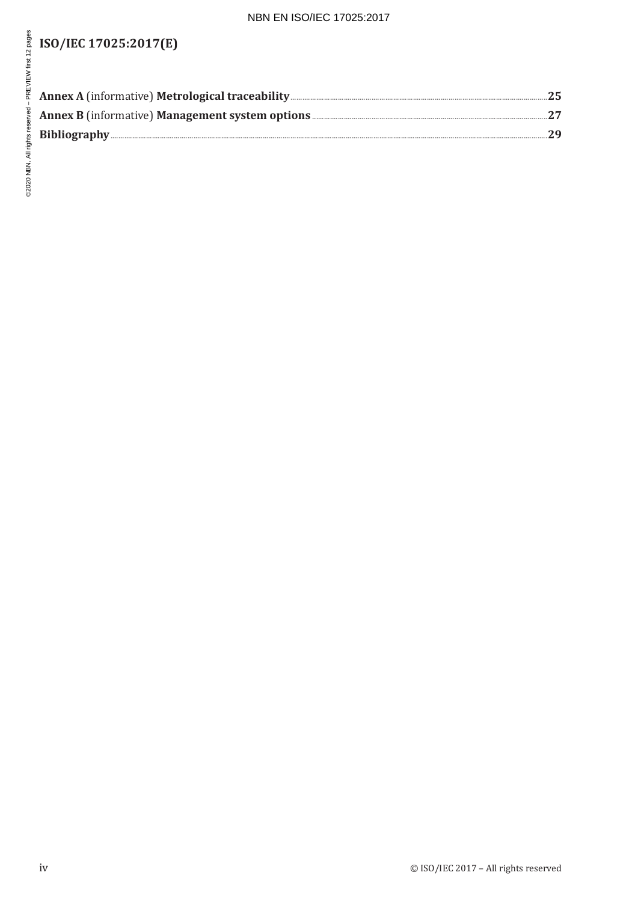**Annex A** (informative) **Metrological traceability** ..... **25**

**Annex B** (informative) **Management system options** ..... **27**

**Bibliography** ..... **29**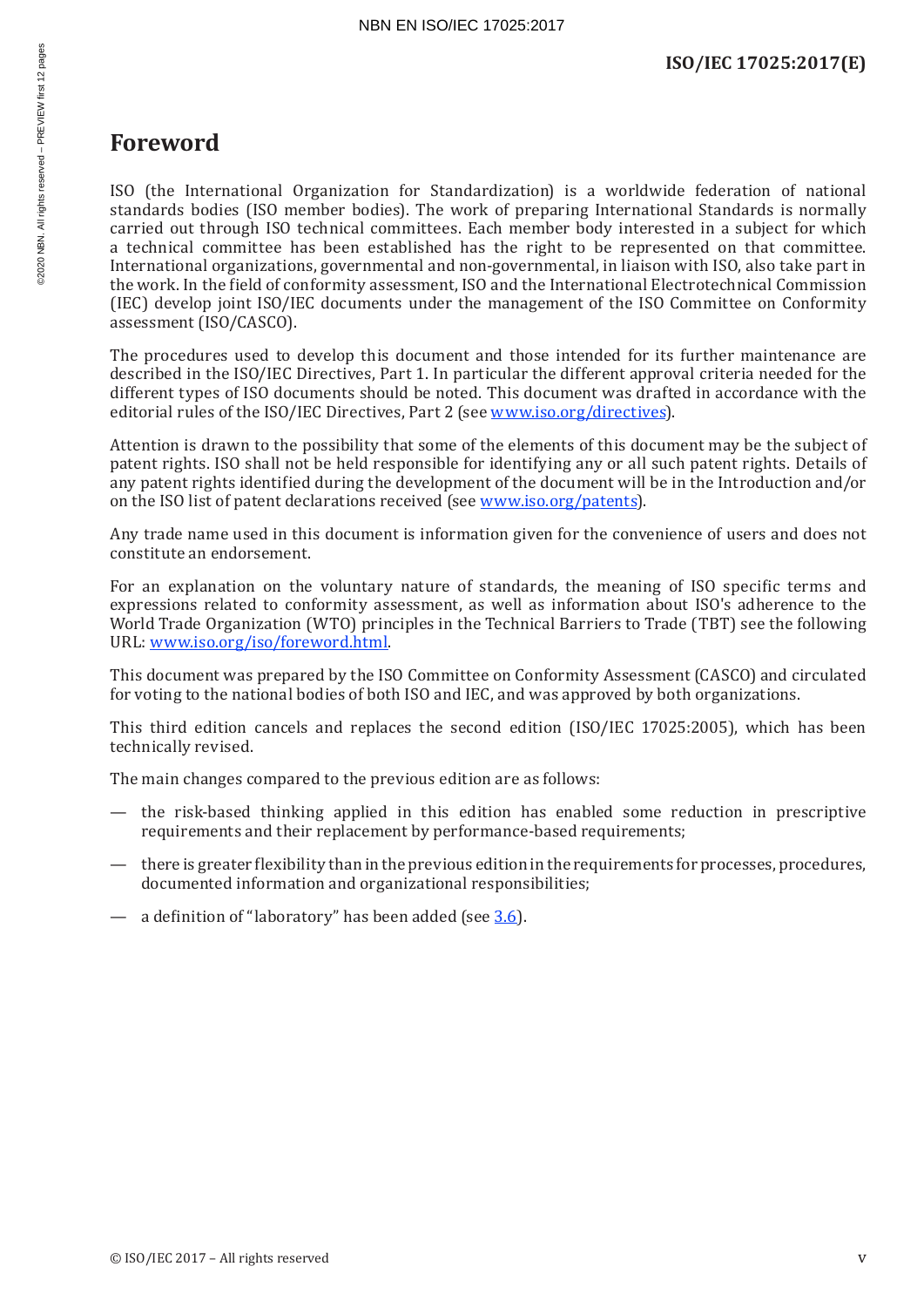# Foreword

ISO (the International Organization for Standardization) is a worldwide federation of national standards bodies (ISO member bodies). The work of preparing International Standards is normally carried out through ISO technical committees. Each member body interested in a subject for which a technical committee has been established has the right to be represented on that committee. International organizations, governmental and non-governmental, in liaison with ISO, also take part in the work. In the field of conformity assessment, ISO and the International Electrotechnical Commission (IEC) develop joint ISO/IEC documents under the management of the ISO Committee on Conformity assessment (ISO/CASCO).

The procedures used to develop this document and those intended for its further maintenance are described in the ISO/IEC Directives, Part 1. In particular the different approval criteria needed for the different types of ISO documents should be noted. This document was drafted in accordance with the editorial rules of the ISO/IEC Directives, Part 2 (see www.iso.org/directives).

Attention is drawn to the possibility that some of the elements of this document may be the subject of patent rights. ISO shall not be held responsible for identifying any or all such patent rights. Details of any patent rights identified during the development of the document will be in the Introduction and/or on the ISO list of patent declarations received (see www.iso.org/patents).

Any trade name used in this document is information given for the convenience of users and does not constitute an endorsement.

For an explanation on the voluntary nature of standards, the meaning of ISO specific terms and expressions related to conformity assessment, as well as information about ISO's adherence to the World Trade Organization (WTO) principles in the Technical Barriers to Trade (TBT) see the following URL: www.iso.org/iso/foreword.html.

This document was prepared by the ISO Committee on Conformity Assessment (CASCO) and circulated for voting to the national bodies of both ISO and IEC, and was approved by both organizations.

This third edition cancels and replaces the second edition (ISO/IEC 17025:2005), which has been technically revised.

The main changes compared to the previous edition are as follows:

— the risk-based thinking applied in this edition has enabled some reduction in prescriptive requirements and their replacement by performance-based requirements;

— there is greater flexibility than in the previous edition in the requirements for processes, procedures, documented information and organizational responsibilities;

— a definition of "laboratory" has been added (see 3.6).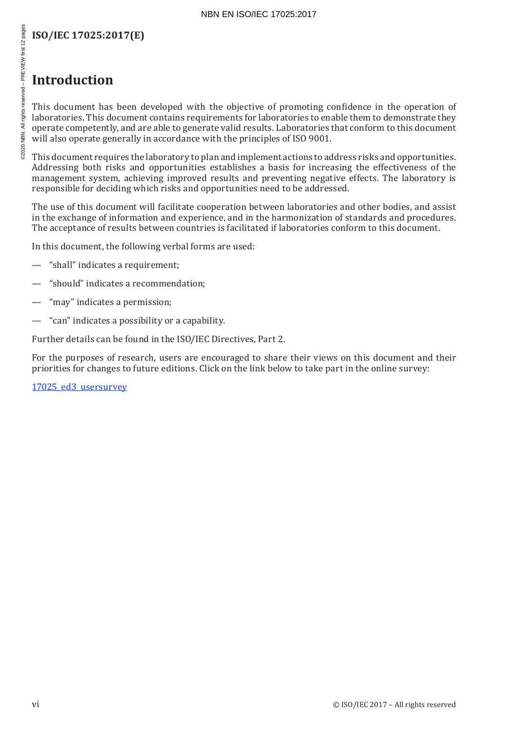# Introduction

This document has been developed with the objective of promoting confidence in the operation of laboratories. This document contains requirements for laboratories to enable them to demonstrate they operate competently, and are able to generate valid results. Laboratories that conform to this document will also operate generally in accordance with the principles of ISO 9001.

This document requires the laboratory to plan and implement actions to address risks and opportunities. Addressing both risks and opportunities establishes a basis for increasing the effectiveness of the management system, achieving improved results and preventing negative effects. The laboratory is responsible for deciding which risks and opportunities need to be addressed.

The use of this document will facilitate cooperation between laboratories and other bodies, and assist in the exchange of information and experience, and in the harmonization of standards and procedures. The acceptance of results between countries is facilitated if laboratories conform to this document.

In this document, the following verbal forms are used:

- "shall" indicates a requirement;
- "should" indicates a recommendation;
- "may" indicates a permission;
- "can" indicates a possibility or a capability.

Further details can be found in the ISO/IEC Directives, Part 2.

For the purposes of research, users are encouraged to share their views on this document and their priorities for changes to future editions. Click on the link below to take part in the online survey:

17025_ed3_usersurvey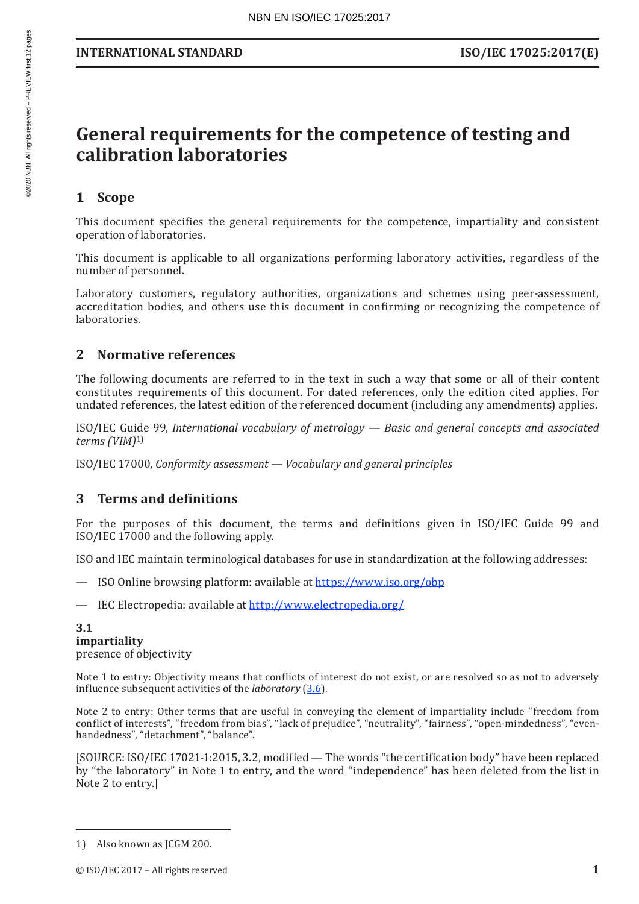# General requirements for the competence of testing and calibration laboratories

## 1 Scope

This document specifies the general requirements for the competence, impartiality and consistent operation of laboratories.

This document is applicable to all organizations performing laboratory activities, regardless of the number of personnel.

Laboratory customers, regulatory authorities, organizations and schemes using peer-assessment, accreditation bodies, and others use this document in confirming or recognizing the competence of laboratories.

## 2 Normative references

The following documents are referred to in the text in such a way that some or all of their content constitutes requirements of this document. For dated references, only the edition cited applies. For undated references, the latest edition of the referenced document (including any amendments) applies.

ISO/IEC Guide 99, *International vocabulary of metrology — Basic and general concepts and associated terms (VIM)*[1)]

ISO/IEC 17000, *Conformity assessment — Vocabulary and general principles*

## 3 Terms and definitions

For the purposes of this document, the terms and definitions given in ISO/IEC Guide 99 and ISO/IEC 17000 and the following apply.

ISO and IEC maintain terminological databases for use in standardization at the following addresses:

— ISO Online browsing platform: available at https://www.iso.org/obp

— IEC Electropedia: available at http://www.electropedia.org/

**3.1**
**impartiality**
presence of objectivity

Note 1 to entry: Objectivity means that conflicts of interest do not exist, or are resolved so as not to adversely influence subsequent activities of the *laboratory* (3.6).

Note 2 to entry: Other terms that are useful in conveying the element of impartiality include "freedom from conflict of interests", "freedom from bias", "lack of prejudice", "neutrality", "fairness", "open-mindedness", "even-handedness", "detachment", "balance".

[SOURCE: ISO/IEC 17021-1:2015, 3.2, modified — The words "the certification body" have been replaced by "the laboratory" in Note 1 to entry, and the word "independence" has been deleted from the list in Note 2 to entry.]

1) Also known as JCGM 200.